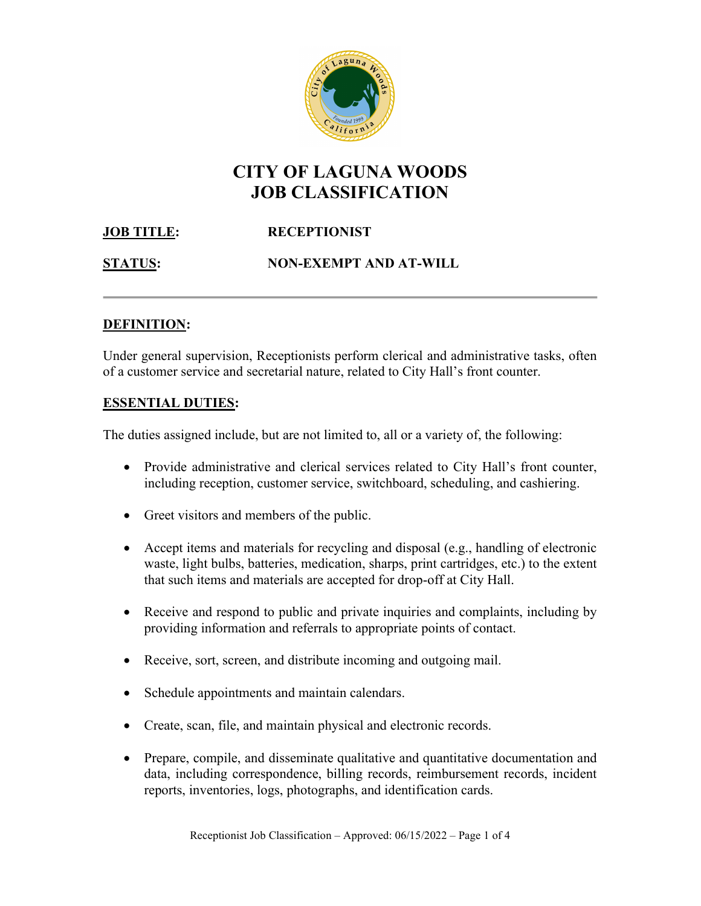# CITY OF LAGUNA WOODS
# JOB CLASSIFICATION

**JOB TITLE:** **RECEPTIONIST**

**STATUS:** **NON-EXEMPT AND AT-WILL**

---

## DEFINITION:

Under general supervision, Receptionists perform clerical and administrative tasks, often of a customer service and secretarial nature, related to City Hall's front counter.

## ESSENTIAL DUTIES:

The duties assigned include, but are not limited to, all or a variety of, the following:

- Provide administrative and clerical services related to City Hall's front counter, including reception, customer service, switchboard, scheduling, and cashiering.
- Greet visitors and members of the public.
- Accept items and materials for recycling and disposal (e.g., handling of electronic waste, light bulbs, batteries, medication, sharps, print cartridges, etc.) to the extent that such items and materials are accepted for drop-off at City Hall.
- Receive and respond to public and private inquiries and complaints, including by providing information and referrals to appropriate points of contact.
- Receive, sort, screen, and distribute incoming and outgoing mail.
- Schedule appointments and maintain calendars.
- Create, scan, file, and maintain physical and electronic records.
- Prepare, compile, and disseminate qualitative and quantitative documentation and data, including correspondence, billing records, reimbursement records, incident reports, inventories, logs, photographs, and identification cards.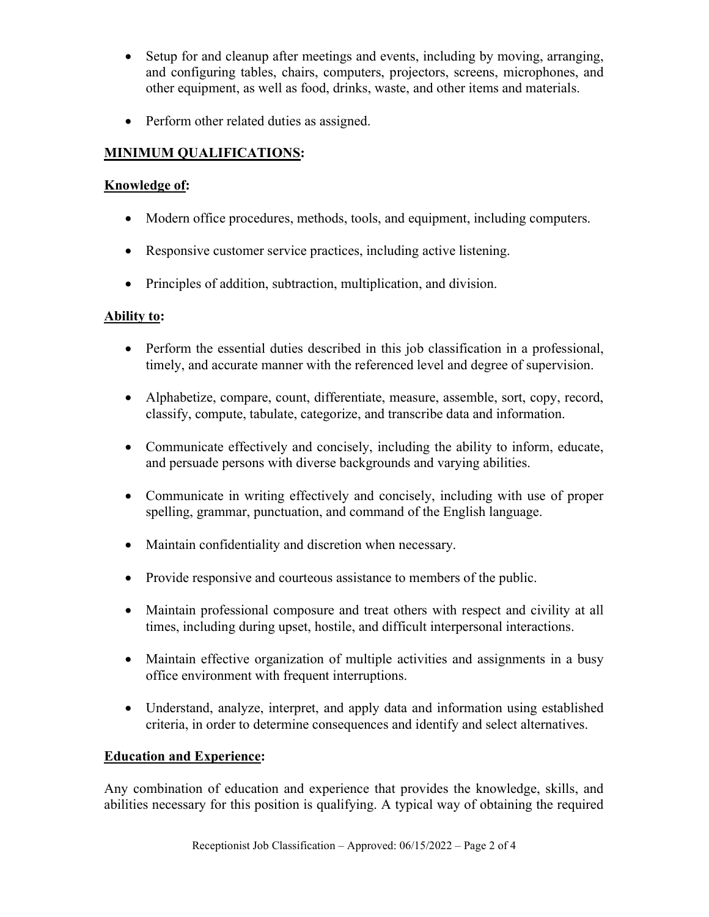- Setup for and cleanup after meetings and events, including by moving, arranging, and configuring tables, chairs, computers, projectors, screens, microphones, and other equipment, as well as food, drinks, waste, and other items and materials.

- Perform other related duties as assigned.

## MINIMUM QUALIFICATIONS:

### Knowledge of:

- Modern office procedures, methods, tools, and equipment, including computers.

- Responsive customer service practices, including active listening.

- Principles of addition, subtraction, multiplication, and division.

### Ability to:

- Perform the essential duties described in this job classification in a professional, timely, and accurate manner with the referenced level and degree of supervision.

- Alphabetize, compare, count, differentiate, measure, assemble, sort, copy, record, classify, compute, tabulate, categorize, and transcribe data and information.

- Communicate effectively and concisely, including the ability to inform, educate, and persuade persons with diverse backgrounds and varying abilities.

- Communicate in writing effectively and concisely, including with use of proper spelling, grammar, punctuation, and command of the English language.

- Maintain confidentiality and discretion when necessary.

- Provide responsive and courteous assistance to members of the public.

- Maintain professional composure and treat others with respect and civility at all times, including during upset, hostile, and difficult interpersonal interactions.

- Maintain effective organization of multiple activities and assignments in a busy office environment with frequent interruptions.

- Understand, analyze, interpret, and apply data and information using established criteria, in order to determine consequences and identify and select alternatives.

### Education and Experience:

Any combination of education and experience that provides the knowledge, skills, and abilities necessary for this position is qualifying. A typical way of obtaining the required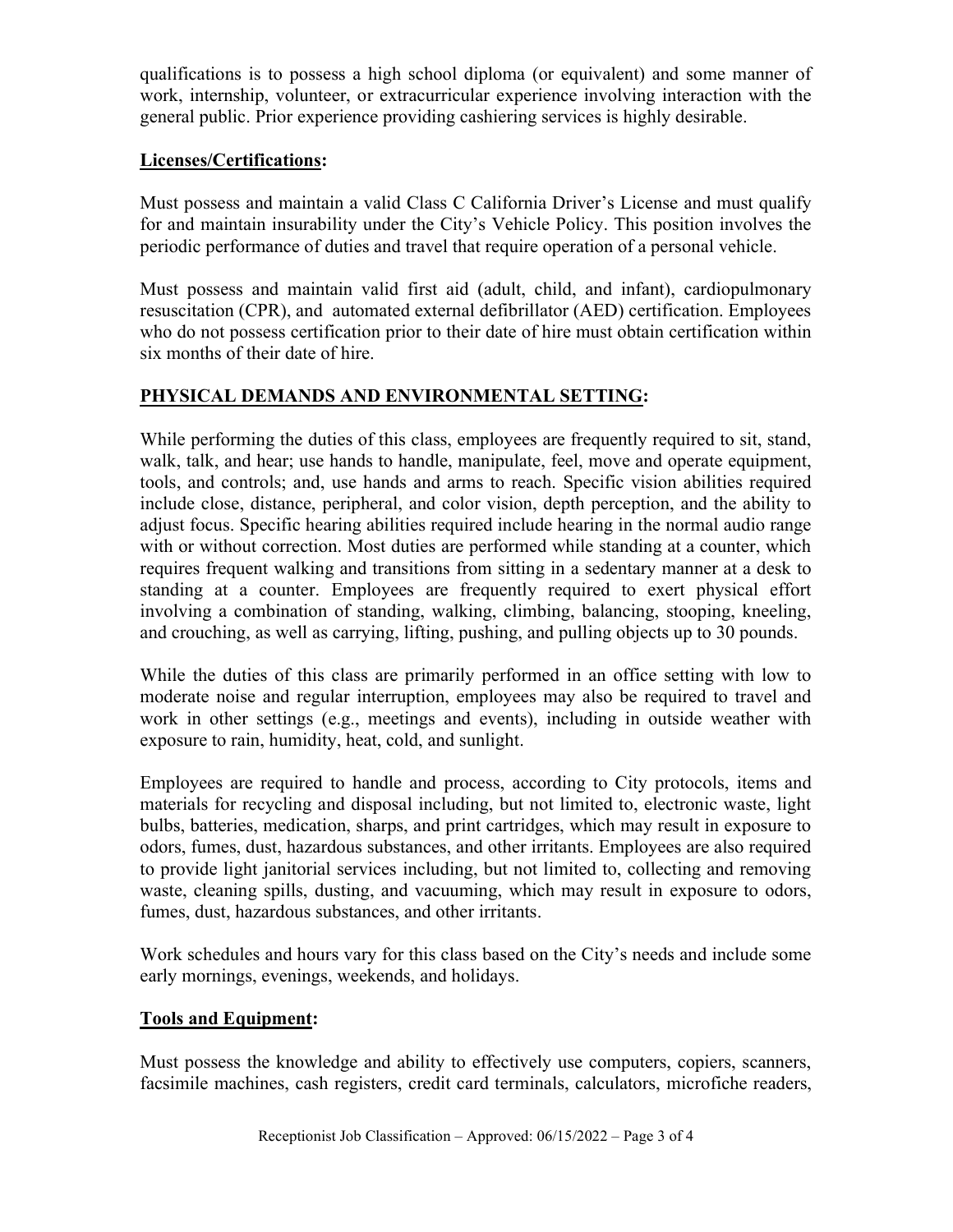qualifications is to possess a high school diploma (or equivalent) and some manner of work, internship, volunteer, or extracurricular experience involving interaction with the general public. Prior experience providing cashiering services is highly desirable.

**Licenses/Certifications:**

Must possess and maintain a valid Class C California Driver's License and must qualify for and maintain insurability under the City's Vehicle Policy. This position involves the periodic performance of duties and travel that require operation of a personal vehicle.

Must possess and maintain valid first aid (adult, child, and infant), cardiopulmonary resuscitation (CPR), and automated external defibrillator (AED) certification. Employees who do not possess certification prior to their date of hire must obtain certification within six months of their date of hire.

## PHYSICAL DEMANDS AND ENVIRONMENTAL SETTING:

While performing the duties of this class, employees are frequently required to sit, stand, walk, talk, and hear; use hands to handle, manipulate, feel, move and operate equipment, tools, and controls; and, use hands and arms to reach. Specific vision abilities required include close, distance, peripheral, and color vision, depth perception, and the ability to adjust focus. Specific hearing abilities required include hearing in the normal audio range with or without correction. Most duties are performed while standing at a counter, which requires frequent walking and transitions from sitting in a sedentary manner at a desk to standing at a counter. Employees are frequently required to exert physical effort involving a combination of standing, walking, climbing, balancing, stooping, kneeling, and crouching, as well as carrying, lifting, pushing, and pulling objects up to 30 pounds.

While the duties of this class are primarily performed in an office setting with low to moderate noise and regular interruption, employees may also be required to travel and work in other settings (e.g., meetings and events), including in outside weather with exposure to rain, humidity, heat, cold, and sunlight.

Employees are required to handle and process, according to City protocols, items and materials for recycling and disposal including, but not limited to, electronic waste, light bulbs, batteries, medication, sharps, and print cartridges, which may result in exposure to odors, fumes, dust, hazardous substances, and other irritants. Employees are also required to provide light janitorial services including, but not limited to, collecting and removing waste, cleaning spills, dusting, and vacuuming, which may result in exposure to odors, fumes, dust, hazardous substances, and other irritants.

Work schedules and hours vary for this class based on the City's needs and include some early mornings, evenings, weekends, and holidays.

**Tools and Equipment:**

Must possess the knowledge and ability to effectively use computers, copiers, scanners, facsimile machines, cash registers, credit card terminals, calculators, microfiche readers,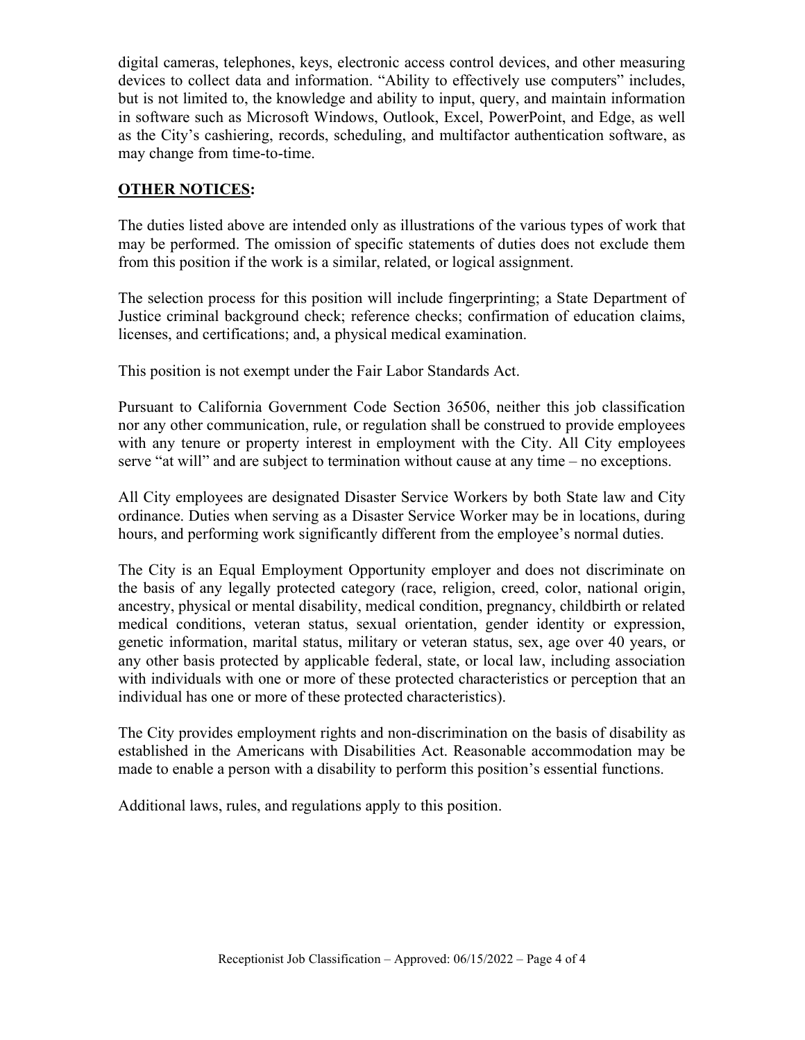digital cameras, telephones, keys, electronic access control devices, and other measuring devices to collect data and information. "Ability to effectively use computers" includes, but is not limited to, the knowledge and ability to input, query, and maintain information in software such as Microsoft Windows, Outlook, Excel, PowerPoint, and Edge, as well as the City's cashiering, records, scheduling, and multifactor authentication software, as may change from time-to-time.

## OTHER NOTICES:

The duties listed above are intended only as illustrations of the various types of work that may be performed. The omission of specific statements of duties does not exclude them from this position if the work is a similar, related, or logical assignment.

The selection process for this position will include fingerprinting; a State Department of Justice criminal background check; reference checks; confirmation of education claims, licenses, and certifications; and, a physical medical examination.

This position is not exempt under the Fair Labor Standards Act.

Pursuant to California Government Code Section 36506, neither this job classification nor any other communication, rule, or regulation shall be construed to provide employees with any tenure or property interest in employment with the City. All City employees serve "at will" and are subject to termination without cause at any time – no exceptions.

All City employees are designated Disaster Service Workers by both State law and City ordinance. Duties when serving as a Disaster Service Worker may be in locations, during hours, and performing work significantly different from the employee's normal duties.

The City is an Equal Employment Opportunity employer and does not discriminate on the basis of any legally protected category (race, religion, creed, color, national origin, ancestry, physical or mental disability, medical condition, pregnancy, childbirth or related medical conditions, veteran status, sexual orientation, gender identity or expression, genetic information, marital status, military or veteran status, sex, age over 40 years, or any other basis protected by applicable federal, state, or local law, including association with individuals with one or more of these protected characteristics or perception that an individual has one or more of these protected characteristics).

The City provides employment rights and non-discrimination on the basis of disability as established in the Americans with Disabilities Act. Reasonable accommodation may be made to enable a person with a disability to perform this position's essential functions.

Additional laws, rules, and regulations apply to this position.